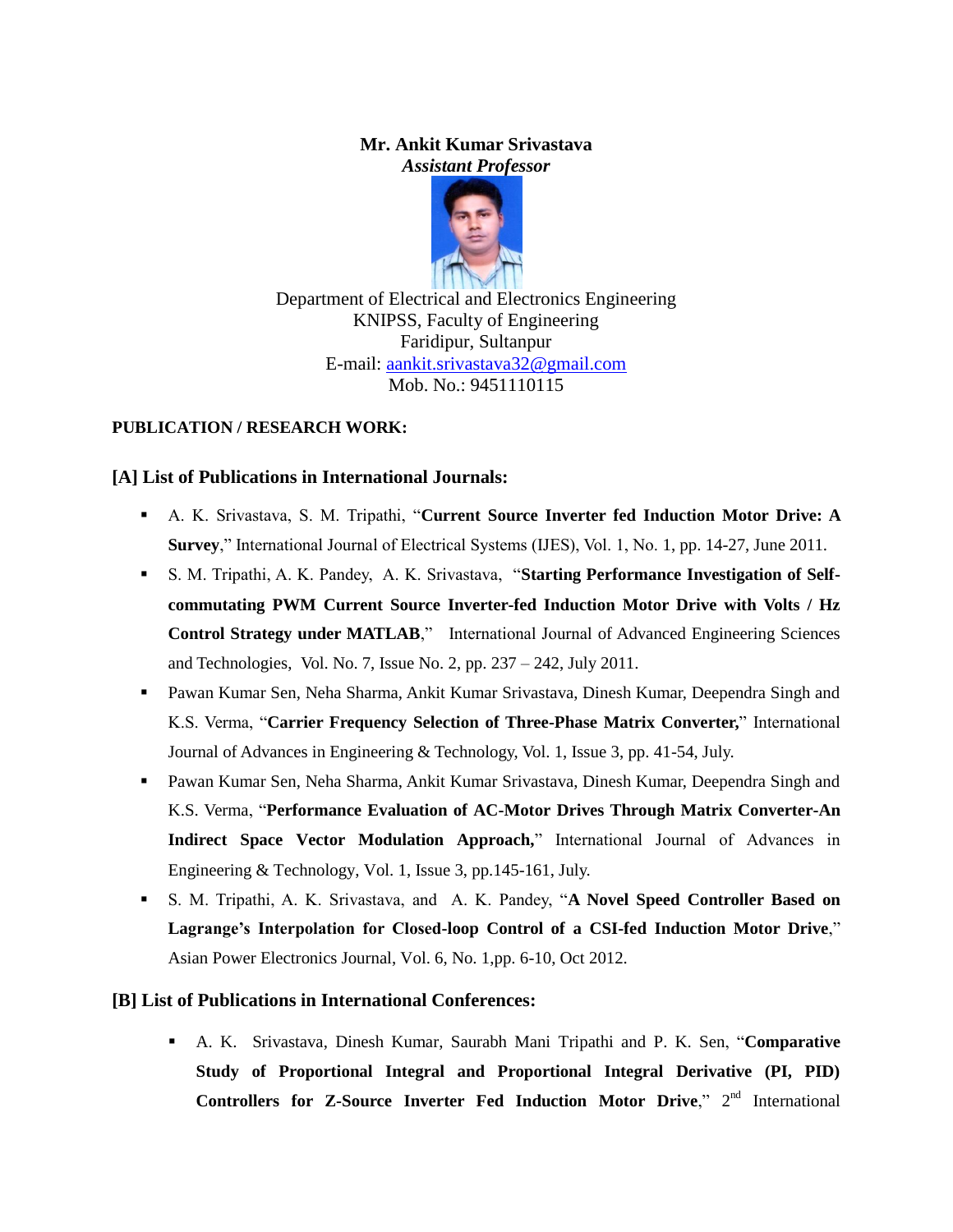**Mr. Ankit Kumar Srivastava**
*Assistant Professor*

Department of Electrical and Electronics Engineering
KNIPSS, Faculty of Engineering
Faridipur, Sultanpur
E-mail: aankit.srivastava32@gmail.com
Mob. No.: 9451110115

**PUBLICATION / RESEARCH WORK:**

## [A] List of Publications in International Journals:

- A. K. Srivastava, S. M. Tripathi, "**Current Source Inverter fed Induction Motor Drive: A Survey**," International Journal of Electrical Systems (IJES), Vol. 1, No. 1, pp. 14-27, June 2011.
- S. M. Tripathi, A. K. Pandey, A. K. Srivastava, "**Starting Performance Investigation of Self-commutating PWM Current Source Inverter-fed Induction Motor Drive with Volts / Hz Control Strategy under MATLAB**," International Journal of Advanced Engineering Sciences and Technologies, Vol. No. 7, Issue No. 2, pp. 237 – 242, July 2011.
- Pawan Kumar Sen, Neha Sharma, Ankit Kumar Srivastava, Dinesh Kumar, Deependra Singh and K.S. Verma, "**Carrier Frequency Selection of Three-Phase Matrix Converter,**" International Journal of Advances in Engineering & Technology, Vol. 1, Issue 3, pp. 41-54, July.
- Pawan Kumar Sen, Neha Sharma, Ankit Kumar Srivastava, Dinesh Kumar, Deependra Singh and K.S. Verma, "**Performance Evaluation of AC-Motor Drives Through Matrix Converter-An Indirect Space Vector Modulation Approach,**" International Journal of Advances in Engineering & Technology, Vol. 1, Issue 3, pp.145-161, July.
- S. M. Tripathi, A. K. Srivastava, and A. K. Pandey, "**A Novel Speed Controller Based on Lagrange's Interpolation for Closed-loop Control of a CSI-fed Induction Motor Drive**," Asian Power Electronics Journal, Vol. 6, No. 1,pp. 6-10, Oct 2012.

## [B] List of Publications in International Conferences:

- A. K. Srivastava, Dinesh Kumar, Saurabh Mani Tripathi and P. K. Sen, "**Comparative Study of Proportional Integral and Proportional Integral Derivative (PI, PID) Controllers for Z-Source Inverter Fed Induction Motor Drive**," 2nd International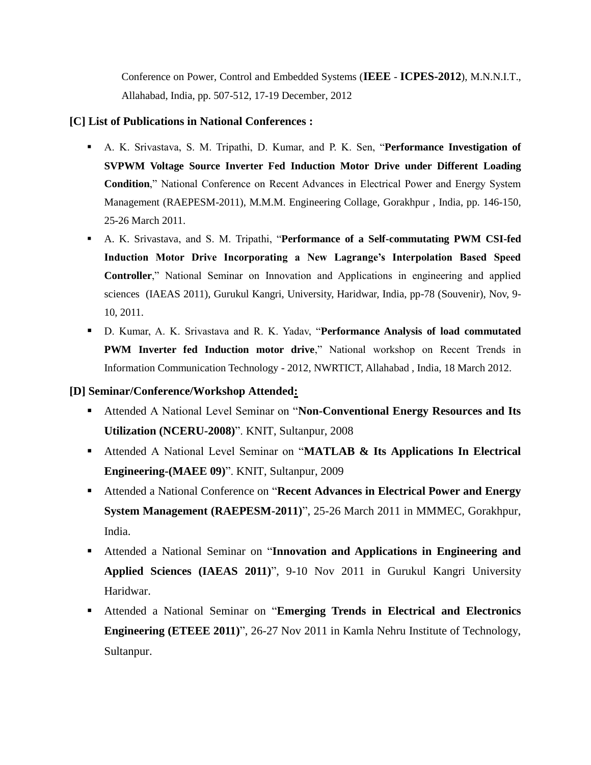Conference on Power, Control and Embedded Systems (**IEEE** - **ICPES-2012**), M.N.N.I.T., Allahabad, India, pp. 507-512, 17-19 December, 2012

**[C] List of Publications in National Conferences :**

- A. K. Srivastava, S. M. Tripathi, D. Kumar, and P. K. Sen, "**Performance Investigation of SVPWM Voltage Source Inverter Fed Induction Motor Drive under Different Loading Condition**," National Conference on Recent Advances in Electrical Power and Energy System Management (RAEPESM-2011), M.M.M. Engineering Collage, Gorakhpur , India, pp. 146-150, 25-26 March 2011.
- A. K. Srivastava, and S. M. Tripathi, "**Performance of a Self-commutating PWM CSI-fed Induction Motor Drive Incorporating a New Lagrange's Interpolation Based Speed Controller**," National Seminar on Innovation and Applications in engineering and applied sciences (IAEAS 2011), Gurukul Kangri, University, Haridwar, India, pp-78 (Souvenir), Nov, 9-10, 2011.
- D. Kumar, A. K. Srivastava and R. K. Yadav, "**Performance Analysis of load commutated PWM Inverter fed Induction motor drive**," National workshop on Recent Trends in Information Communication Technology - 2012, NWRTICT, Allahabad , India, 18 March 2012.

**[D] Seminar/Conference/Workshop Attended:**

- Attended A National Level Seminar on "**Non-Conventional Energy Resources and Its Utilization (NCERU-2008)**". KNIT, Sultanpur, 2008
- Attended A National Level Seminar on "**MATLAB & Its Applications In Electrical Engineering-(MAEE 09)**". KNIT, Sultanpur, 2009
- Attended a National Conference on "**Recent Advances in Electrical Power and Energy System Management (RAEPESM-2011)**", 25-26 March 2011 in MMMEC, Gorakhpur, India.
- Attended a National Seminar on "**Innovation and Applications in Engineering and Applied Sciences (IAEAS 2011)**", 9-10 Nov 2011 in Gurukul Kangri University Haridwar.
- Attended a National Seminar on "**Emerging Trends in Electrical and Electronics Engineering (ETEEE 2011)**", 26-27 Nov 2011 in Kamla Nehru Institute of Technology, Sultanpur.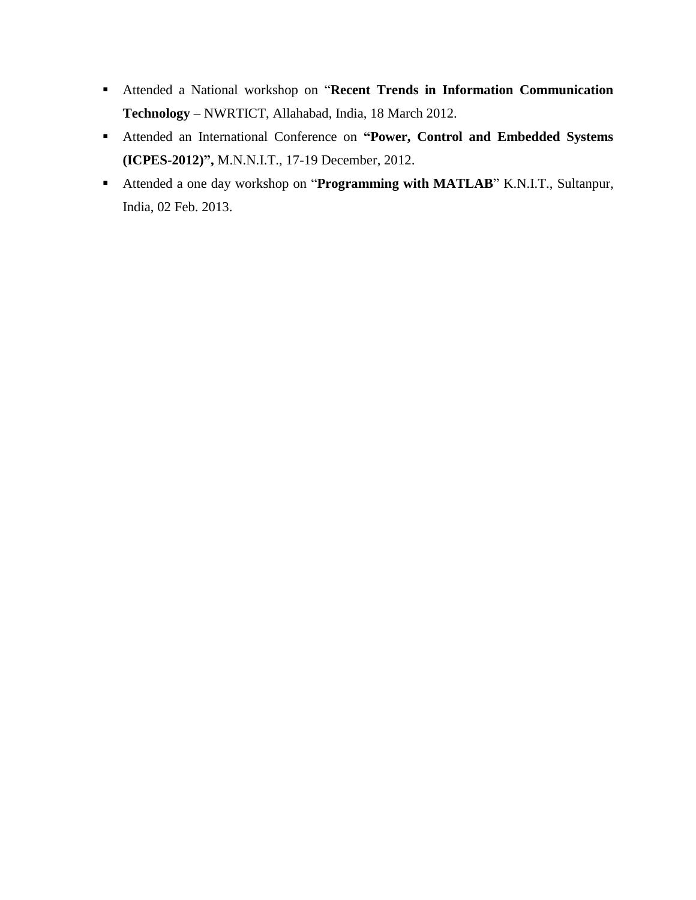- Attended a National workshop on "**Recent Trends in Information Communication Technology** – NWRTICT, Allahabad, India, 18 March 2012.
- Attended an International Conference on **"Power, Control and Embedded Systems (ICPES-2012)",** M.N.N.I.T., 17-19 December, 2012.
- Attended a one day workshop on "**Programming with MATLAB**" K.N.I.T., Sultanpur, India, 02 Feb. 2013.